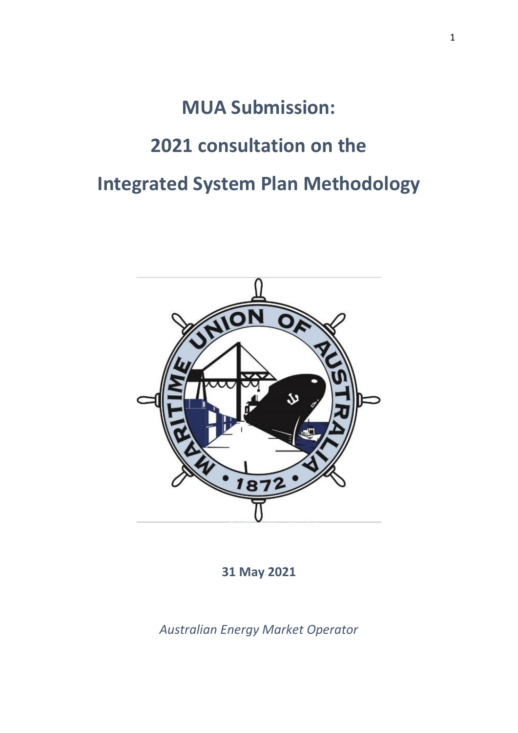# MUA Submission:

# 2021 consultation on the

# Integrated System Plan Methodology

**31 May 2021**

*Australian Energy Market Operator*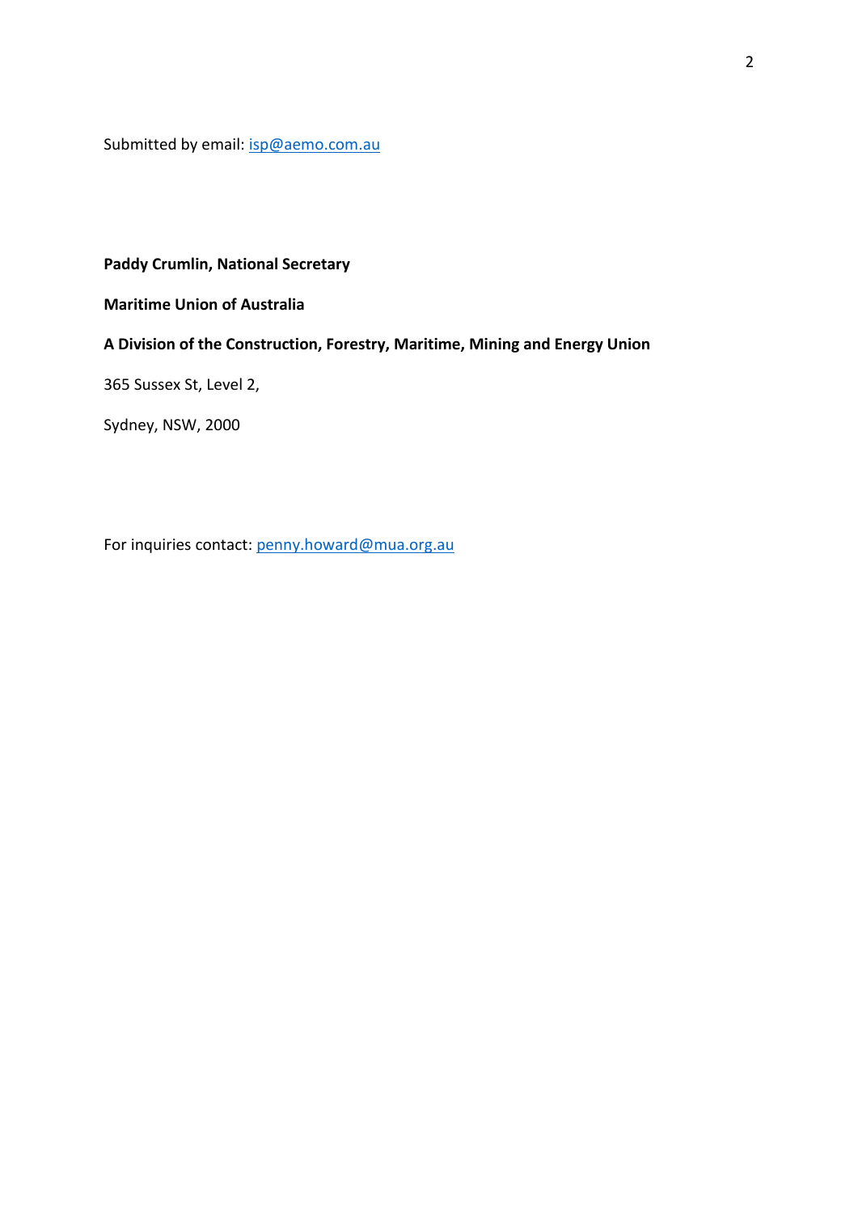Submitted by email: isp@aemo.com.au

**Paddy Crumlin, National Secretary**

**Maritime Union of Australia**

**A Division of the Construction, Forestry, Maritime, Mining and Energy Union**

365 Sussex St, Level 2,

Sydney, NSW, 2000

For inquiries contact: penny.howard@mua.org.au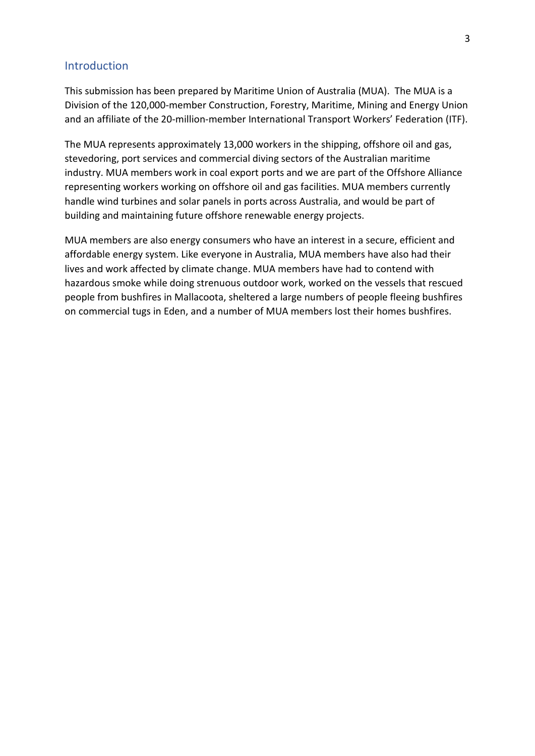## Introduction

This submission has been prepared by Maritime Union of Australia (MUA). The MUA is a Division of the 120,000-member Construction, Forestry, Maritime, Mining and Energy Union and an affiliate of the 20-million-member International Transport Workers' Federation (ITF).

The MUA represents approximately 13,000 workers in the shipping, offshore oil and gas, stevedoring, port services and commercial diving sectors of the Australian maritime industry. MUA members work in coal export ports and we are part of the Offshore Alliance representing workers working on offshore oil and gas facilities. MUA members currently handle wind turbines and solar panels in ports across Australia, and would be part of building and maintaining future offshore renewable energy projects.

MUA members are also energy consumers who have an interest in a secure, efficient and affordable energy system. Like everyone in Australia, MUA members have also had their lives and work affected by climate change. MUA members have had to contend with hazardous smoke while doing strenuous outdoor work, worked on the vessels that rescued people from bushfires in Mallacoota, sheltered a large numbers of people fleeing bushfires on commercial tugs in Eden, and a number of MUA members lost their homes bushfires.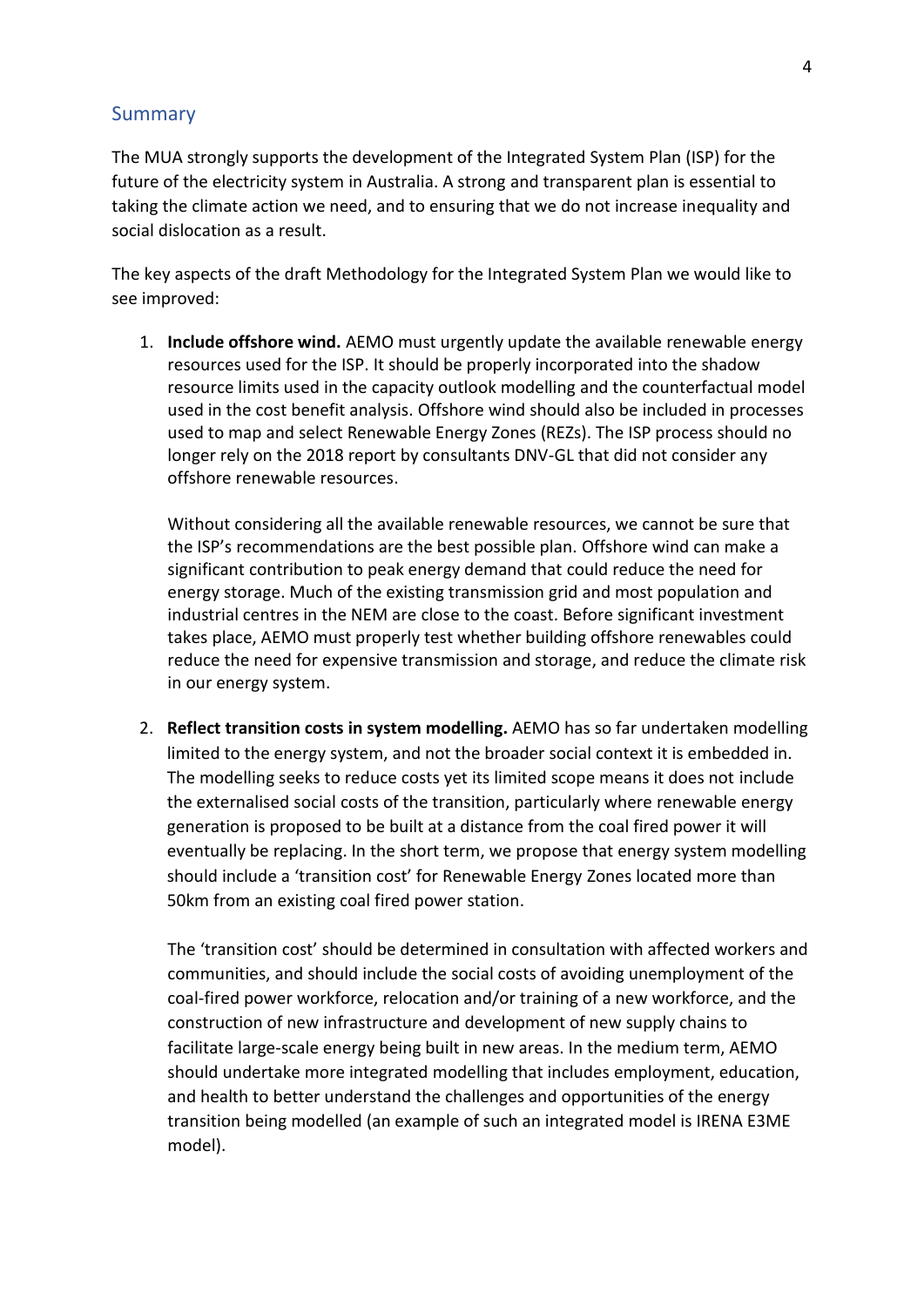## Summary

The MUA strongly supports the development of the Integrated System Plan (ISP) for the future of the electricity system in Australia. A strong and transparent plan is essential to taking the climate action we need, and to ensuring that we do not increase inequality and social dislocation as a result.

The key aspects of the draft Methodology for the Integrated System Plan we would like to see improved:

1. **Include offshore wind.** AEMO must urgently update the available renewable energy resources used for the ISP. It should be properly incorporated into the shadow resource limits used in the capacity outlook modelling and the counterfactual model used in the cost benefit analysis. Offshore wind should also be included in processes used to map and select Renewable Energy Zones (REZs). The ISP process should no longer rely on the 2018 report by consultants DNV-GL that did not consider any offshore renewable resources.

   Without considering all the available renewable resources, we cannot be sure that the ISP's recommendations are the best possible plan. Offshore wind can make a significant contribution to peak energy demand that could reduce the need for energy storage. Much of the existing transmission grid and most population and industrial centres in the NEM are close to the coast. Before significant investment takes place, AEMO must properly test whether building offshore renewables could reduce the need for expensive transmission and storage, and reduce the climate risk in our energy system.

2. **Reflect transition costs in system modelling.** AEMO has so far undertaken modelling limited to the energy system, and not the broader social context it is embedded in. The modelling seeks to reduce costs yet its limited scope means it does not include the externalised social costs of the transition, particularly where renewable energy generation is proposed to be built at a distance from the coal fired power it will eventually be replacing. In the short term, we propose that energy system modelling should include a 'transition cost' for Renewable Energy Zones located more than 50km from an existing coal fired power station.

   The 'transition cost' should be determined in consultation with affected workers and communities, and should include the social costs of avoiding unemployment of the coal-fired power workforce, relocation and/or training of a new workforce, and the construction of new infrastructure and development of new supply chains to facilitate large-scale energy being built in new areas. In the medium term, AEMO should undertake more integrated modelling that includes employment, education, and health to better understand the challenges and opportunities of the energy transition being modelled (an example of such an integrated model is IRENA E3ME model).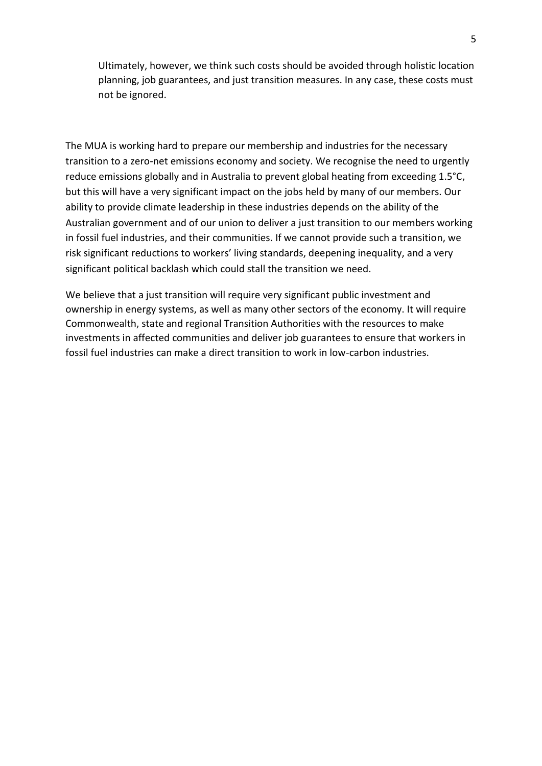> Ultimately, however, we think such costs should be avoided through holistic location planning, job guarantees, and just transition measures. In any case, these costs must not be ignored.

The MUA is working hard to prepare our membership and industries for the necessary transition to a zero-net emissions economy and society. We recognise the need to urgently reduce emissions globally and in Australia to prevent global heating from exceeding 1.5°C, but this will have a very significant impact on the jobs held by many of our members. Our ability to provide climate leadership in these industries depends on the ability of the Australian government and of our union to deliver a just transition to our members working in fossil fuel industries, and their communities. If we cannot provide such a transition, we risk significant reductions to workers' living standards, deepening inequality, and a very significant political backlash which could stall the transition we need.

We believe that a just transition will require very significant public investment and ownership in energy systems, as well as many other sectors of the economy. It will require Commonwealth, state and regional Transition Authorities with the resources to make investments in affected communities and deliver job guarantees to ensure that workers in fossil fuel industries can make a direct transition to work in low-carbon industries.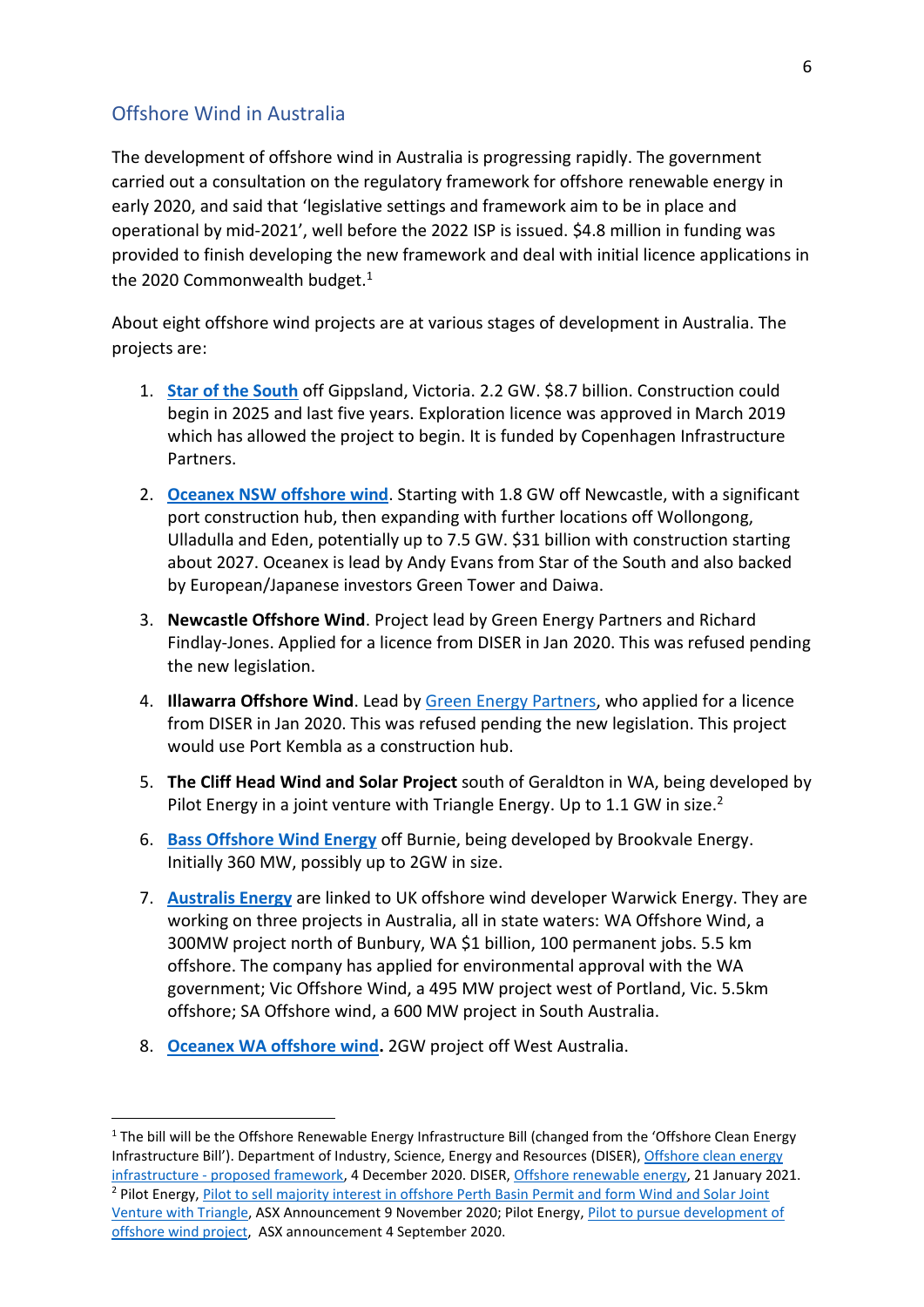## Offshore Wind in Australia

The development of offshore wind in Australia is progressing rapidly. The government carried out a consultation on the regulatory framework for offshore renewable energy in early 2020, and said that 'legislative settings and framework aim to be in place and operational by mid-2021', well before the 2022 ISP is issued. $4.8 million in funding was provided to finish developing the new framework and deal with initial licence applications in the 2020 Commonwealth budget.[1]

About eight offshore wind projects are at various stages of development in Australia. The projects are:

1. **Star of the South** off Gippsland, Victoria. 2.2 GW. $8.7 billion. Construction could begin in 2025 and last five years. Exploration licence was approved in March 2019 which has allowed the project to begin. It is funded by Copenhagen Infrastructure Partners.
2. **Oceanex NSW offshore wind**. Starting with 1.8 GW off Newcastle, with a significant port construction hub, then expanding with further locations off Wollongong, Ulladulla and Eden, potentially up to 7.5 GW. $31 billion with construction starting about 2027. Oceanex is lead by Andy Evans from Star of the South and also backed by European/Japanese investors Green Tower and Daiwa.
3. **Newcastle Offshore Wind**. Project lead by Green Energy Partners and Richard Findlay-Jones. Applied for a licence from DISER in Jan 2020. This was refused pending the new legislation.
4. **Illawarra Offshore Wind**. Lead by Green Energy Partners, who applied for a licence from DISER in Jan 2020. This was refused pending the new legislation. This project would use Port Kembla as a construction hub.
5. **The Cliff Head Wind and Solar Project** south of Geraldton in WA, being developed by Pilot Energy in a joint venture with Triangle Energy. Up to 1.1 GW in size.[2]
6. **Bass Offshore Wind Energy** off Burnie, being developed by Brookvale Energy. Initially 360 MW, possibly up to 2GW in size.
7. **Australis Energy** are linked to UK offshore wind developer Warwick Energy. They are working on three projects in Australia, all in state waters: WA Offshore Wind, a 300MW project north of Bunbury, WA $1 billion, 100 permanent jobs. 5.5 km offshore. The company has applied for environmental approval with the WA government; Vic Offshore Wind, a 495 MW project west of Portland, Vic. 5.5km offshore; SA Offshore wind, a 600 MW project in South Australia.
8. **Oceanex WA offshore wind.** 2GW project off West Australia.

---

[1] The bill will be the Offshore Renewable Energy Infrastructure Bill (changed from the 'Offshore Clean Energy Infrastructure Bill'). Department of Industry, Science, Energy and Resources (DISER), Offshore clean energy infrastructure - proposed framework, 4 December 2020. DISER, Offshore renewable energy, 21 January 2021.

[2] Pilot Energy, Pilot to sell majority interest in offshore Perth Basin Permit and form Wind and Solar Joint Venture with Triangle, ASX Announcement 9 November 2020; Pilot Energy, Pilot to pursue development of offshore wind project, ASX announcement 4 September 2020.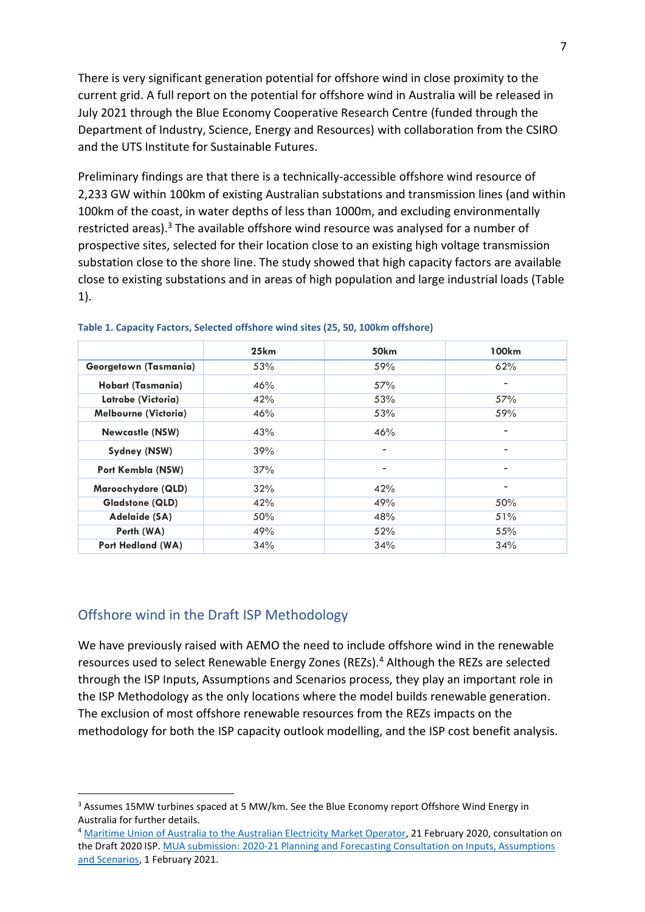There is very significant generation potential for offshore wind in close proximity to the current grid. A full report on the potential for offshore wind in Australia will be released in July 2021 through the Blue Economy Cooperative Research Centre (funded through the Department of Industry, Science, Energy and Resources) with collaboration from the CSIRO and the UTS Institute for Sustainable Futures.

Preliminary findings are that there is a technically-accessible offshore wind resource of 2,233 GW within 100km of existing Australian substations and transmission lines (and within 100km of the coast, in water depths of less than 1000m, and excluding environmentally restricted areas).[3] The available offshore wind resource was analysed for a number of prospective sites, selected for their location close to an existing high voltage transmission substation close to the shore line. The study showed that high capacity factors are available close to existing substations and in areas of high population and large industrial loads (Table 1).

**Table 1. Capacity Factors, Selected offshore wind sites (25, 50, 100km offshore)**

| | 25km | 50km | 100km |
|---|---|---|---|
| Georgetown (Tasmania) | 53% | 59% | 62% |
| Hobart (Tasmania) | 46% | 57% | - |
| Latrobe (Victoria) | 42% | 53% | 57% |
| Melbourne (Victoria) | 46% | 53% | 59% |
| Newcastle (NSW) | 43% | 46% | - |
| Sydney (NSW) | 39% | - | - |
| Port Kembla (NSW) | 37% | - | - |
| Maroochydore (QLD) | 32% | 42% | - |
| Gladstone (QLD) | 42% | 49% | 50% |
| Adelaide (SA) | 50% | 48% | 51% |
| Perth (WA) | 49% | 52% | 55% |
| Port Hedland (WA) | 34% | 34% | 34% |

## Offshore wind in the Draft ISP Methodology

We have previously raised with AEMO the need to include offshore wind in the renewable resources used to select Renewable Energy Zones (REZs).[4] Although the REZs are selected through the ISP Inputs, Assumptions and Scenarios process, they play an important role in the ISP Methodology as the only locations where the model builds renewable generation. The exclusion of most offshore renewable resources from the REZs impacts on the methodology for both the ISP capacity outlook modelling, and the ISP cost benefit analysis.

---

[3] Assumes 15MW turbines spaced at 5 MW/km. See the Blue Economy report Offshore Wind Energy in Australia for further details.

[4] Maritime Union of Australia to the Australian Electricity Market Operator, 21 February 2020, consultation on the Draft 2020 ISP. MUA submission: 2020-21 Planning and Forecasting Consultation on Inputs, Assumptions and Scenarios, 1 February 2021.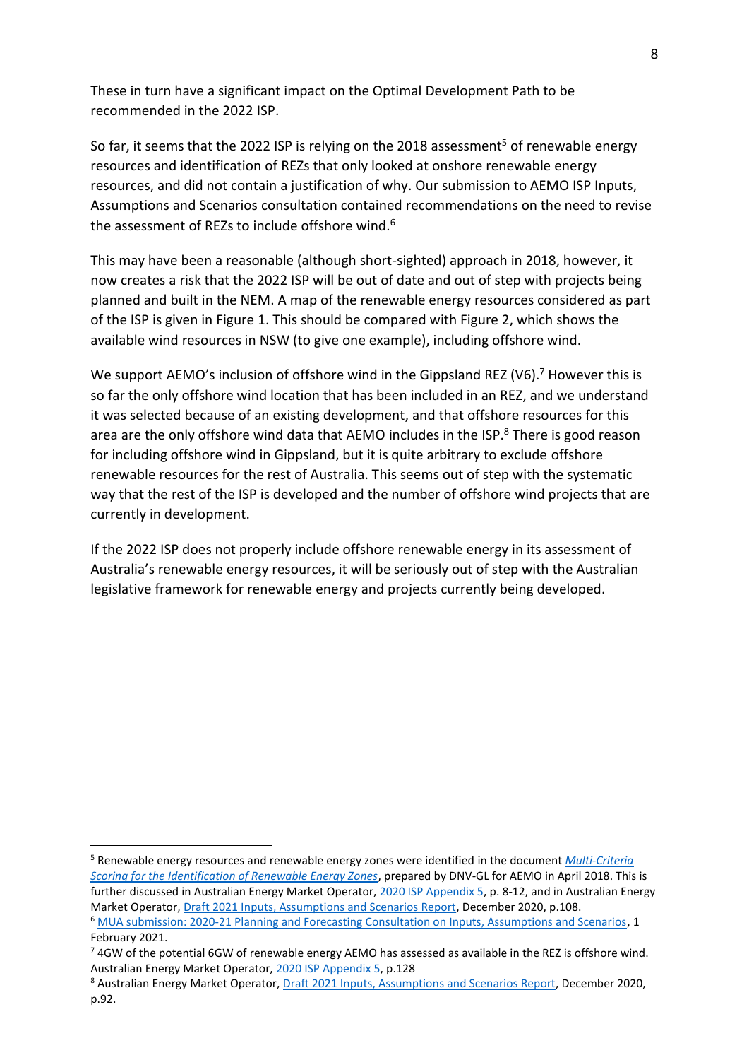These in turn have a significant impact on the Optimal Development Path to be recommended in the 2022 ISP.

So far, it seems that the 2022 ISP is relying on the 2018 assessment[5] of renewable energy resources and identification of REZs that only looked at onshore renewable energy resources, and did not contain a justification of why. Our submission to AEMO ISP Inputs, Assumptions and Scenarios consultation contained recommendations on the need to revise the assessment of REZs to include offshore wind.[6]

This may have been a reasonable (although short-sighted) approach in 2018, however, it now creates a risk that the 2022 ISP will be out of date and out of step with projects being planned and built in the NEM. A map of the renewable energy resources considered as part of the ISP is given in Figure 1. This should be compared with Figure 2, which shows the available wind resources in NSW (to give one example), including offshore wind.

We support AEMO's inclusion of offshore wind in the Gippsland REZ (V6).[7] However this is so far the only offshore wind location that has been included in an REZ, and we understand it was selected because of an existing development, and that offshore resources for this area are the only offshore wind data that AEMO includes in the ISP.[8] There is good reason for including offshore wind in Gippsland, but it is quite arbitrary to exclude offshore renewable resources for the rest of Australia. This seems out of step with the systematic way that the rest of the ISP is developed and the number of offshore wind projects that are currently in development.

If the 2022 ISP does not properly include offshore renewable energy in its assessment of Australia's renewable energy resources, it will be seriously out of step with the Australian legislative framework for renewable energy and projects currently being developed.

---

[5] Renewable energy resources and renewable energy zones were identified in the document *Multi-Criteria Scoring for the Identification of Renewable Energy Zones*, prepared by DNV-GL for AEMO in April 2018. This is further discussed in Australian Energy Market Operator, 2020 ISP Appendix 5, p. 8-12, and in Australian Energy Market Operator, Draft 2021 Inputs, Assumptions and Scenarios Report, December 2020, p.108.

[6] MUA submission: 2020-21 Planning and Forecasting Consultation on Inputs, Assumptions and Scenarios, 1 February 2021.

[7] 4GW of the potential 6GW of renewable energy AEMO has assessed as available in the REZ is offshore wind. Australian Energy Market Operator, 2020 ISP Appendix 5, p.128

[8] Australian Energy Market Operator, Draft 2021 Inputs, Assumptions and Scenarios Report, December 2020, p.92.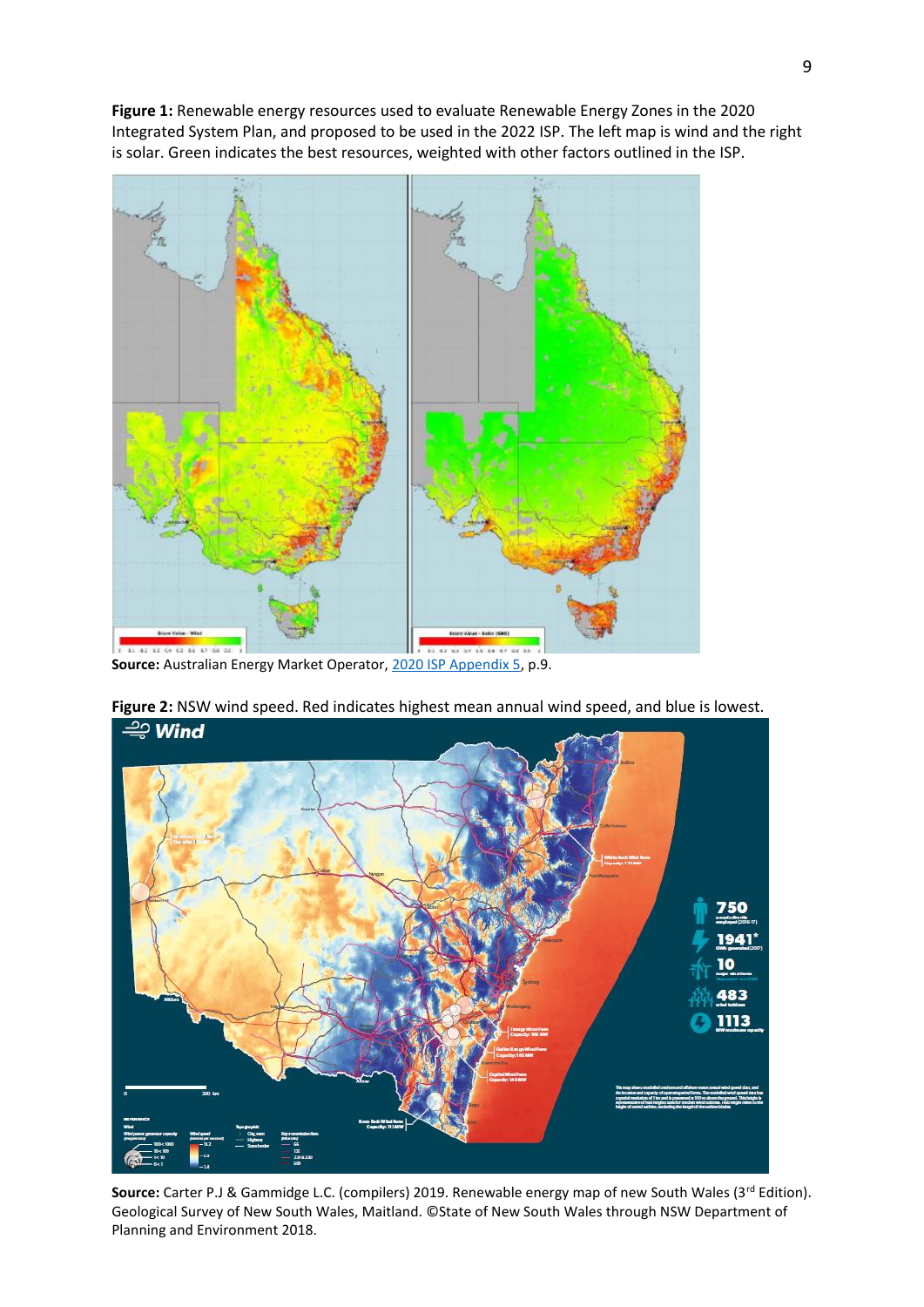**Figure 1:** Renewable energy resources used to evaluate Renewable Energy Zones in the 2020 Integrated System Plan, and proposed to be used in the 2022 ISP. The left map is wind and the right is solar. Green indicates the best resources, weighted with other factors outlined in the ISP.

**Source:** Australian Energy Market Operator, 2020 ISP Appendix 5, p.9.

**Figure 2:** NSW wind speed. Red indicates highest mean annual wind speed, and blue is lowest.

**Source:** Carter P.J & Gammidge L.C. (compilers) 2019. Renewable energy map of new South Wales (3rd Edition). Geological Survey of New South Wales, Maitland. ©State of New South Wales through NSW Department of Planning and Environment 2018.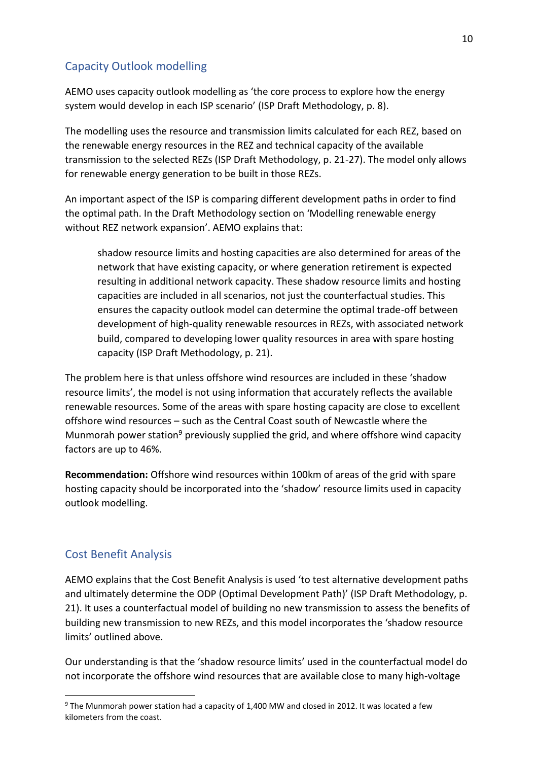## Capacity Outlook modelling

AEMO uses capacity outlook modelling as 'the core process to explore how the energy system would develop in each ISP scenario' (ISP Draft Methodology, p. 8).

The modelling uses the resource and transmission limits calculated for each REZ, based on the renewable energy resources in the REZ and technical capacity of the available transmission to the selected REZs (ISP Draft Methodology, p. 21-27). The model only allows for renewable energy generation to be built in those REZs.

An important aspect of the ISP is comparing different development paths in order to find the optimal path. In the Draft Methodology section on 'Modelling renewable energy without REZ network expansion'. AEMO explains that:

> shadow resource limits and hosting capacities are also determined for areas of the network that have existing capacity, or where generation retirement is expected resulting in additional network capacity. These shadow resource limits and hosting capacities are included in all scenarios, not just the counterfactual studies. This ensures the capacity outlook model can determine the optimal trade-off between development of high-quality renewable resources in REZs, with associated network build, compared to developing lower quality resources in area with spare hosting capacity (ISP Draft Methodology, p. 21).

The problem here is that unless offshore wind resources are included in these 'shadow resource limits', the model is not using information that accurately reflects the available renewable resources. Some of the areas with spare hosting capacity are close to excellent offshore wind resources – such as the Central Coast south of Newcastle where the Munmorah power station[9] previously supplied the grid, and where offshore wind capacity factors are up to 46%.

**Recommendation:** Offshore wind resources within 100km of areas of the grid with spare hosting capacity should be incorporated into the 'shadow' resource limits used in capacity outlook modelling.

## Cost Benefit Analysis

AEMO explains that the Cost Benefit Analysis is used 'to test alternative development paths and ultimately determine the ODP (Optimal Development Path)' (ISP Draft Methodology, p. 21). It uses a counterfactual model of building no new transmission to assess the benefits of building new transmission to new REZs, and this model incorporates the 'shadow resource limits' outlined above.

Our understanding is that the 'shadow resource limits' used in the counterfactual model do not incorporate the offshore wind resources that are available close to many high-voltage

---

[9] The Munmorah power station had a capacity of 1,400 MW and closed in 2012. It was located a few kilometers from the coast.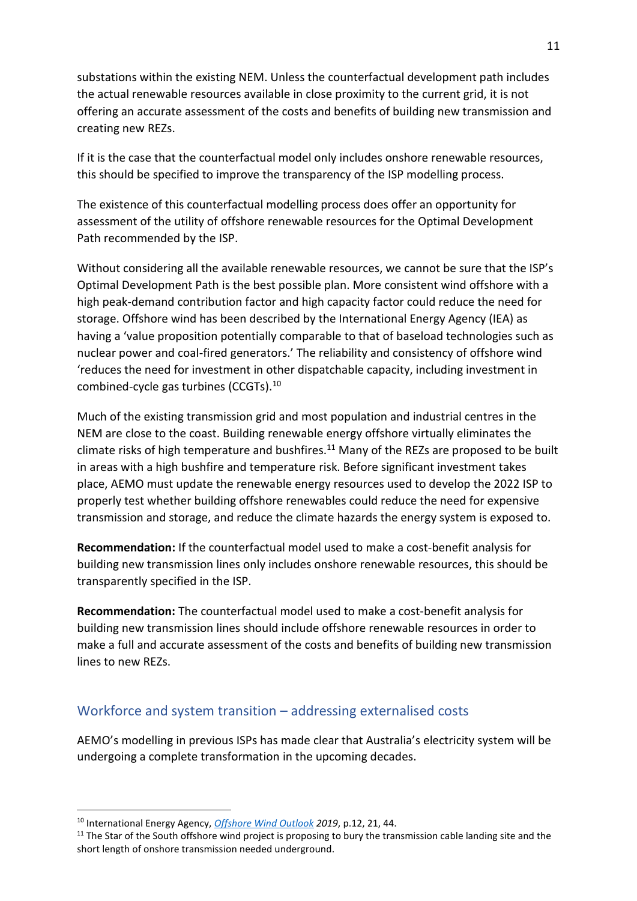substations within the existing NEM. Unless the counterfactual development path includes the actual renewable resources available in close proximity to the current grid, it is not offering an accurate assessment of the costs and benefits of building new transmission and creating new REZs.

If it is the case that the counterfactual model only includes onshore renewable resources, this should be specified to improve the transparency of the ISP modelling process.

The existence of this counterfactual modelling process does offer an opportunity for assessment of the utility of offshore renewable resources for the Optimal Development Path recommended by the ISP.

Without considering all the available renewable resources, we cannot be sure that the ISP's Optimal Development Path is the best possible plan. More consistent wind offshore with a high peak-demand contribution factor and high capacity factor could reduce the need for storage. Offshore wind has been described by the International Energy Agency (IEA) as having a 'value proposition potentially comparable to that of baseload technologies such as nuclear power and coal-fired generators.' The reliability and consistency of offshore wind 'reduces the need for investment in other dispatchable capacity, including investment in combined-cycle gas turbines (CCGTs).[10]

Much of the existing transmission grid and most population and industrial centres in the NEM are close to the coast. Building renewable energy offshore virtually eliminates the climate risks of high temperature and bushfires.[11] Many of the REZs are proposed to be built in areas with a high bushfire and temperature risk. Before significant investment takes place, AEMO must update the renewable energy resources used to develop the 2022 ISP to properly test whether building offshore renewables could reduce the need for expensive transmission and storage, and reduce the climate hazards the energy system is exposed to.

**Recommendation:** If the counterfactual model used to make a cost-benefit analysis for building new transmission lines only includes onshore renewable resources, this should be transparently specified in the ISP.

**Recommendation:** The counterfactual model used to make a cost-benefit analysis for building new transmission lines should include offshore renewable resources in order to make a full and accurate assessment of the costs and benefits of building new transmission lines to new REZs.

## Workforce and system transition – addressing externalised costs

AEMO's modelling in previous ISPs has made clear that Australia's electricity system will be undergoing a complete transformation in the upcoming decades.

---

[10] International Energy Agency, *Offshore Wind Outlook 2019*, p.12, 21, 44.

[11] The Star of the South offshore wind project is proposing to bury the transmission cable landing site and the short length of onshore transmission needed underground.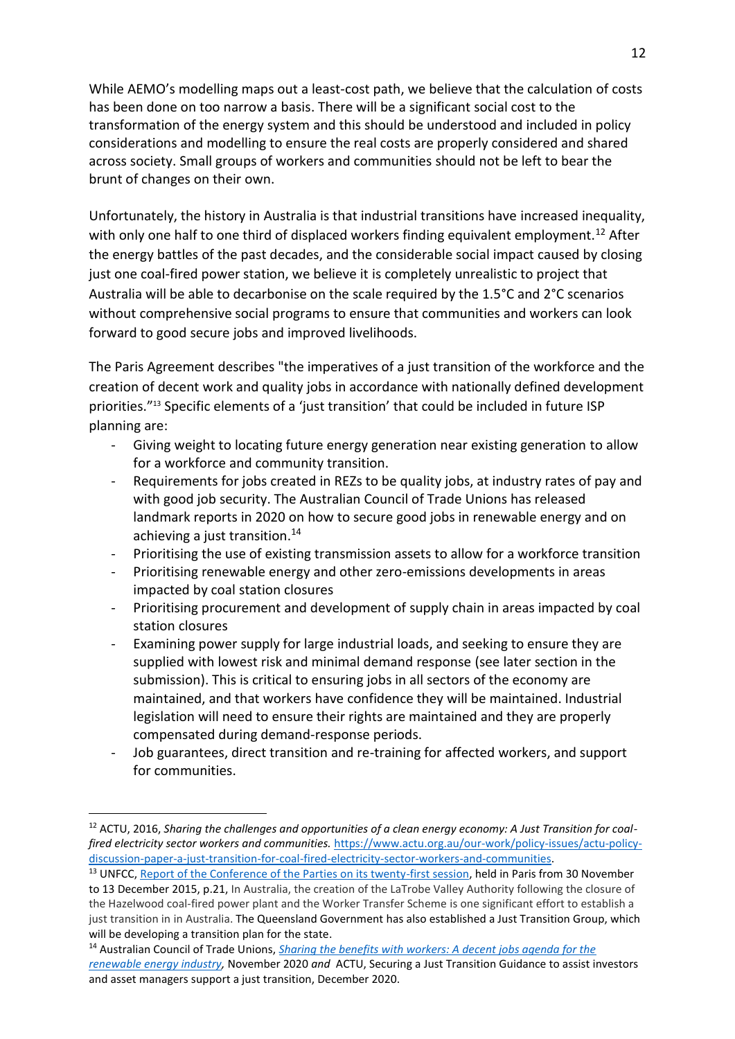While AEMO's modelling maps out a least-cost path, we believe that the calculation of costs has been done on too narrow a basis. There will be a significant social cost to the transformation of the energy system and this should be understood and included in policy considerations and modelling to ensure the real costs are properly considered and shared across society. Small groups of workers and communities should not be left to bear the brunt of changes on their own.

Unfortunately, the history in Australia is that industrial transitions have increased inequality, with only one half to one third of displaced workers finding equivalent employment.[12] After the energy battles of the past decades, and the considerable social impact caused by closing just one coal-fired power station, we believe it is completely unrealistic to project that Australia will be able to decarbonise on the scale required by the 1.5°C and 2°C scenarios without comprehensive social programs to ensure that communities and workers can look forward to good secure jobs and improved livelihoods.

The Paris Agreement describes "the imperatives of a just transition of the workforce and the creation of decent work and quality jobs in accordance with nationally defined development priorities."[13] Specific elements of a 'just transition' that could be included in future ISP planning are:

- Giving weight to locating future energy generation near existing generation to allow for a workforce and community transition.
- Requirements for jobs created in REZs to be quality jobs, at industry rates of pay and with good job security. The Australian Council of Trade Unions has released landmark reports in 2020 on how to secure good jobs in renewable energy and on achieving a just transition.[14]
- Prioritising the use of existing transmission assets to allow for a workforce transition
- Prioritising renewable energy and other zero-emissions developments in areas impacted by coal station closures
- Prioritising procurement and development of supply chain in areas impacted by coal station closures
- Examining power supply for large industrial loads, and seeking to ensure they are supplied with lowest risk and minimal demand response (see later section in the submission). This is critical to ensuring jobs in all sectors of the economy are maintained, and that workers have confidence they will be maintained. Industrial legislation will need to ensure their rights are maintained and they are properly compensated during demand-response periods.
- Job guarantees, direct transition and re-training for affected workers, and support for communities.

---

[12] ACTU, 2016, *Sharing the challenges and opportunities of a clean energy economy: A Just Transition for coal-fired electricity sector workers and communities.* https://www.actu.org.au/our-work/policy-issues/actu-policy-discussion-paper-a-just-transition-for-coal-fired-electricity-sector-workers-and-communities.

[13] UNFCC, Report of the Conference of the Parties on its twenty-first session, held in Paris from 30 November to 13 December 2015, p.21, In Australia, the creation of the LaTrobe Valley Authority following the closure of the Hazelwood coal-fired power plant and the Worker Transfer Scheme is one significant effort to establish a just transition in in Australia. The Queensland Government has also established a Just Transition Group, which will be developing a transition plan for the state.

[14] Australian Council of Trade Unions, *Sharing the benefits with workers: A decent jobs agenda for the renewable energy industry,* November 2020 *and* ACTU, Securing a Just Transition Guidance to assist investors and asset managers support a just transition, December 2020.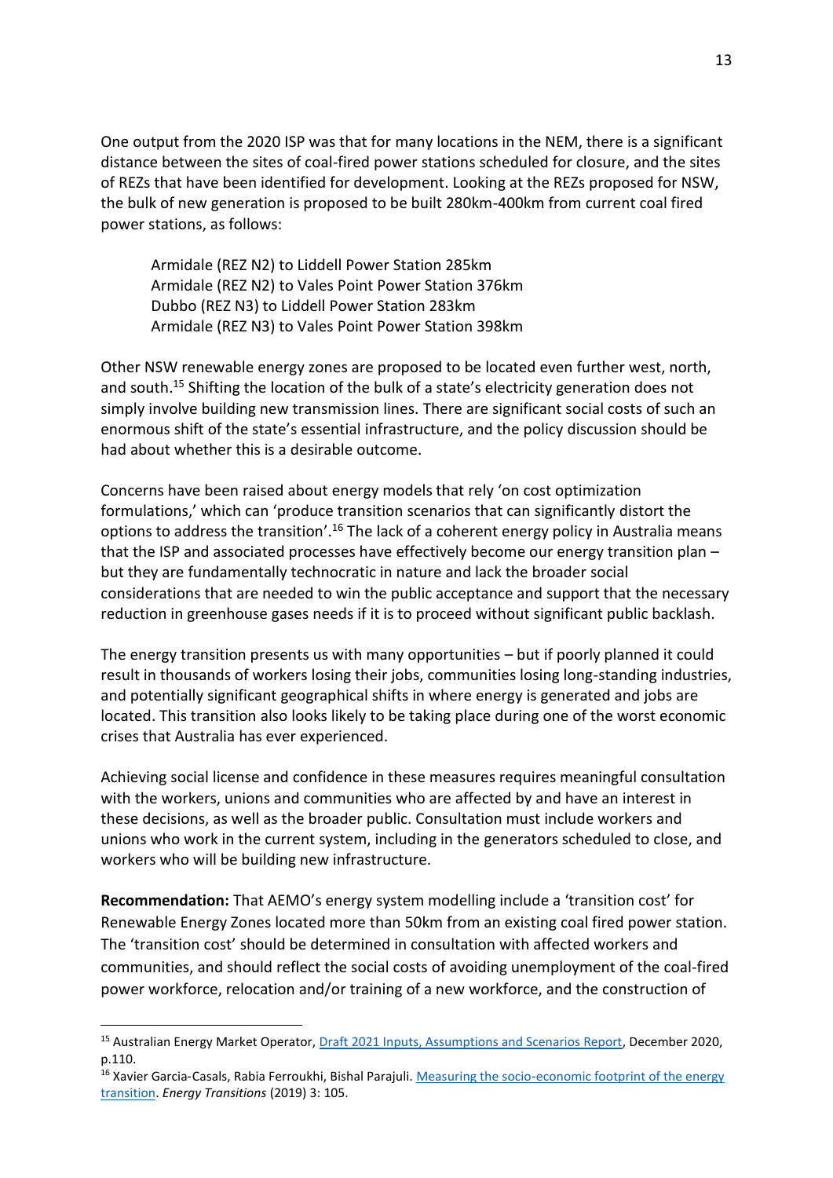One output from the 2020 ISP was that for many locations in the NEM, there is a significant distance between the sites of coal-fired power stations scheduled for closure, and the sites of REZs that have been identified for development. Looking at the REZs proposed for NSW, the bulk of new generation is proposed to be built 280km-400km from current coal fired power stations, as follows:

> Armidale (REZ N2) to Liddell Power Station 285km
> Armidale (REZ N2) to Vales Point Power Station 376km
> Dubbo (REZ N3) to Liddell Power Station 283km
> Armidale (REZ N3) to Vales Point Power Station 398km

Other NSW renewable energy zones are proposed to be located even further west, north, and south.[15] Shifting the location of the bulk of a state's electricity generation does not simply involve building new transmission lines. There are significant social costs of such an enormous shift of the state's essential infrastructure, and the policy discussion should be had about whether this is a desirable outcome.

Concerns have been raised about energy models that rely 'on cost optimization formulations,' which can 'produce transition scenarios that can significantly distort the options to address the transition'.[16] The lack of a coherent energy policy in Australia means that the ISP and associated processes have effectively become our energy transition plan – but they are fundamentally technocratic in nature and lack the broader social considerations that are needed to win the public acceptance and support that the necessary reduction in greenhouse gases needs if it is to proceed without significant public backlash.

The energy transition presents us with many opportunities – but if poorly planned it could result in thousands of workers losing their jobs, communities losing long-standing industries, and potentially significant geographical shifts in where energy is generated and jobs are located. This transition also looks likely to be taking place during one of the worst economic crises that Australia has ever experienced.

Achieving social license and confidence in these measures requires meaningful consultation with the workers, unions and communities who are affected by and have an interest in these decisions, as well as the broader public. Consultation must include workers and unions who work in the current system, including in the generators scheduled to close, and workers who will be building new infrastructure.

**Recommendation:** That AEMO's energy system modelling include a 'transition cost' for Renewable Energy Zones located more than 50km from an existing coal fired power station. The 'transition cost' should be determined in consultation with affected workers and communities, and should reflect the social costs of avoiding unemployment of the coal-fired power workforce, relocation and/or training of a new workforce, and the construction of

---

[15] Australian Energy Market Operator, Draft 2021 Inputs, Assumptions and Scenarios Report, December 2020, p.110.

[16] Xavier Garcia-Casals, Rabia Ferroukhi, Bishal Parajuli. Measuring the socio-economic footprint of the energy transition. *Energy Transitions* (2019) 3: 105.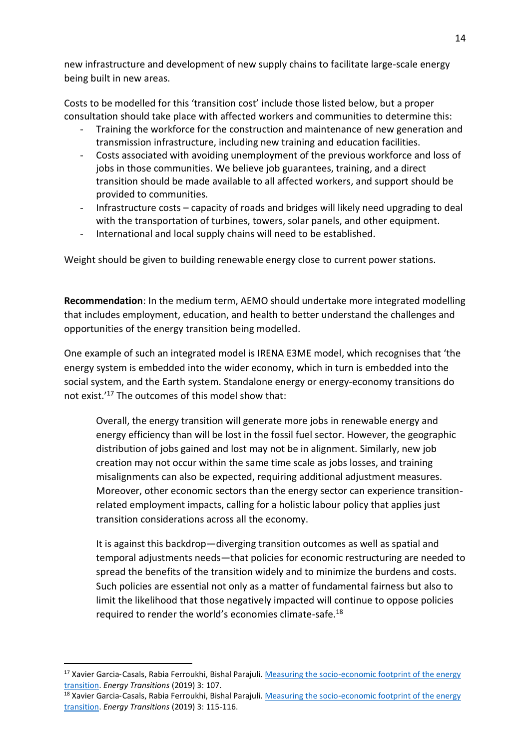new infrastructure and development of new supply chains to facilitate large-scale energy being built in new areas.

Costs to be modelled for this 'transition cost' include those listed below, but a proper consultation should take place with affected workers and communities to determine this:

- Training the workforce for the construction and maintenance of new generation and transmission infrastructure, including new training and education facilities.
- Costs associated with avoiding unemployment of the previous workforce and loss of jobs in those communities. We believe job guarantees, training, and a direct transition should be made available to all affected workers, and support should be provided to communities.
- Infrastructure costs – capacity of roads and bridges will likely need upgrading to deal with the transportation of turbines, towers, solar panels, and other equipment.
- International and local supply chains will need to be established.

Weight should be given to building renewable energy close to current power stations.

**Recommendation**: In the medium term, AEMO should undertake more integrated modelling that includes employment, education, and health to better understand the challenges and opportunities of the energy transition being modelled.

One example of such an integrated model is IRENA E3ME model, which recognises that 'the energy system is embedded into the wider economy, which in turn is embedded into the social system, and the Earth system. Standalone energy or energy-economy transitions do not exist.'[17] The outcomes of this model show that:

> Overall, the energy transition will generate more jobs in renewable energy and energy efficiency than will be lost in the fossil fuel sector. However, the geographic distribution of jobs gained and lost may not be in alignment. Similarly, new job creation may not occur within the same time scale as jobs losses, and training misalignments can also be expected, requiring additional adjustment measures. Moreover, other economic sectors than the energy sector can experience transition-related employment impacts, calling for a holistic labour policy that applies just transition considerations across all the economy.
>
> It is against this backdrop—diverging transition outcomes as well as spatial and temporal adjustments needs—that policies for economic restructuring are needed to spread the benefits of the transition widely and to minimize the burdens and costs. Such policies are essential not only as a matter of fundamental fairness but also to limit the likelihood that those negatively impacted will continue to oppose policies required to render the world's economies climate-safe.[18]

---

[17] Xavier Garcia-Casals, Rabia Ferroukhi, Bishal Parajuli. [Measuring the socio-economic footprint of the energy transition](). *Energy Transitions* (2019) 3: 107.

[18] Xavier Garcia-Casals, Rabia Ferroukhi, Bishal Parajuli. [Measuring the socio-economic footprint of the energy transition](). *Energy Transitions* (2019) 3: 115-116.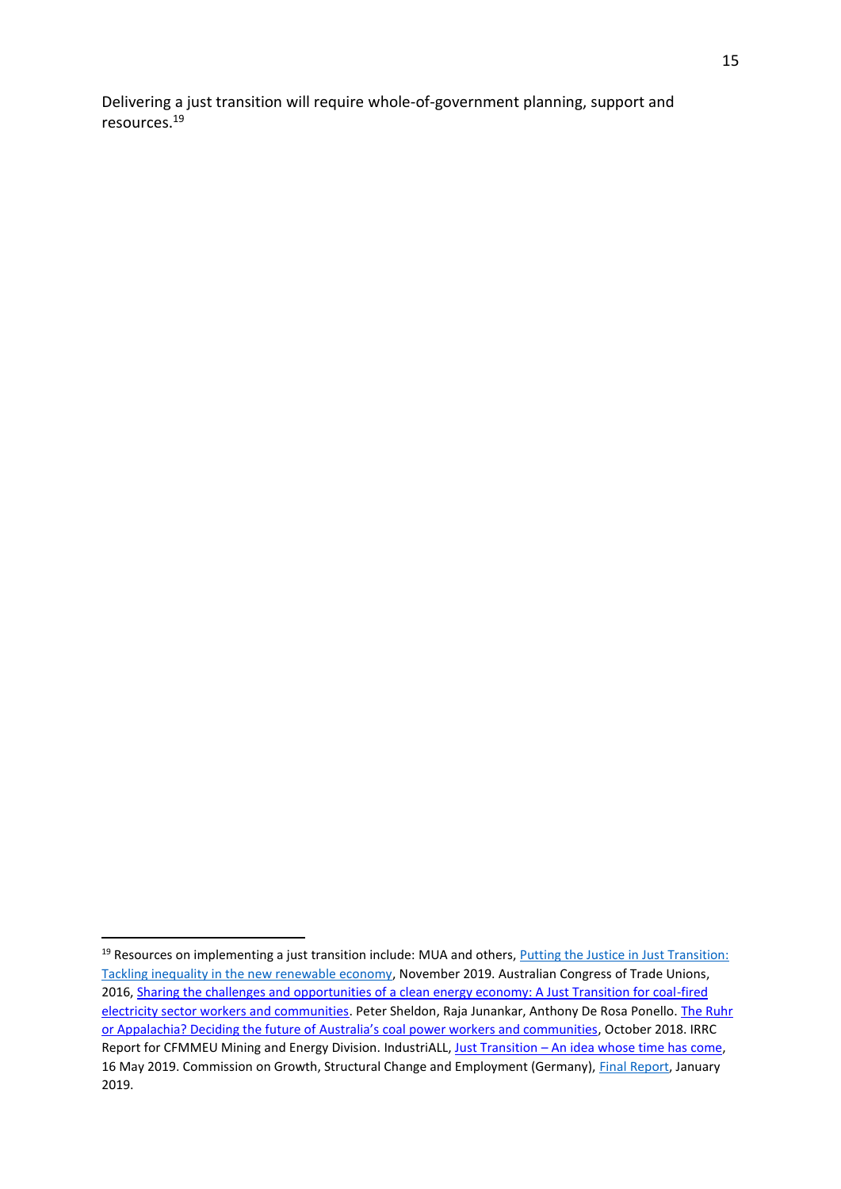Delivering a just transition will require whole-of-government planning, support and resources.[19]

---

[19] Resources on implementing a just transition include: MUA and others, Putting the Justice in Just Transition: Tackling inequality in the new renewable economy, November 2019. Australian Congress of Trade Unions, 2016, Sharing the challenges and opportunities of a clean energy economy: A Just Transition for coal-fired electricity sector workers and communities. Peter Sheldon, Raja Junankar, Anthony De Rosa Ponello. The Ruhr or Appalachia? Deciding the future of Australia's coal power workers and communities, October 2018. IRRC Report for CFMMEU Mining and Energy Division. IndustriALL, Just Transition – An idea whose time has come, 16 May 2019. Commission on Growth, Structural Change and Employment (Germany), Final Report, January 2019.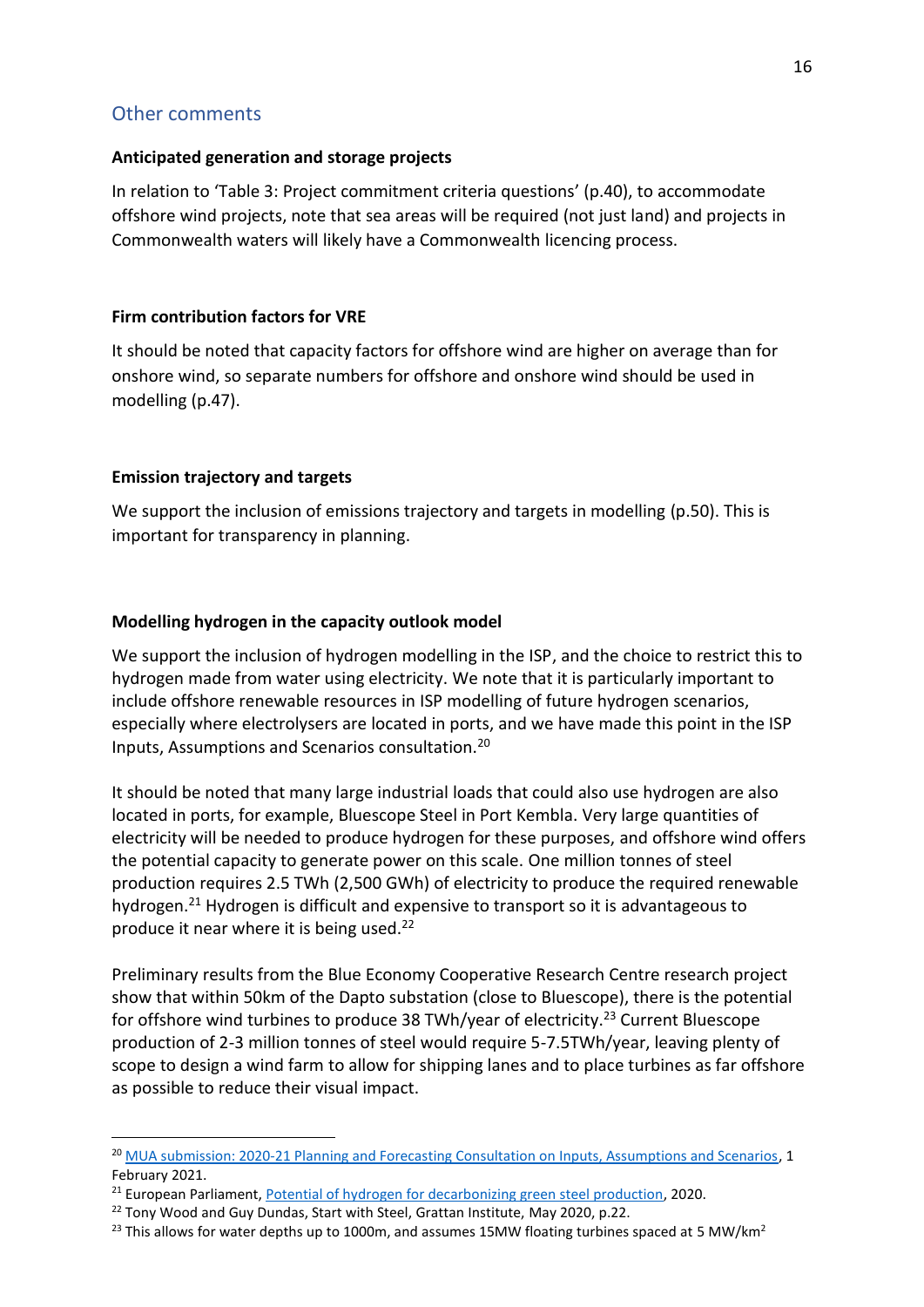## Other comments

### Anticipated generation and storage projects

In relation to 'Table 3: Project commitment criteria questions' (p.40), to accommodate offshore wind projects, note that sea areas will be required (not just land) and projects in Commonwealth waters will likely have a Commonwealth licencing process.

### Firm contribution factors for VRE

It should be noted that capacity factors for offshore wind are higher on average than for onshore wind, so separate numbers for offshore and onshore wind should be used in modelling (p.47).

### Emission trajectory and targets

We support the inclusion of emissions trajectory and targets in modelling (p.50). This is important for transparency in planning.

### Modelling hydrogen in the capacity outlook model

We support the inclusion of hydrogen modelling in the ISP, and the choice to restrict this to hydrogen made from water using electricity. We note that it is particularly important to include offshore renewable resources in ISP modelling of future hydrogen scenarios, especially where electrolysers are located in ports, and we have made this point in the ISP Inputs, Assumptions and Scenarios consultation.[20]

It should be noted that many large industrial loads that could also use hydrogen are also located in ports, for example, Bluescope Steel in Port Kembla. Very large quantities of electricity will be needed to produce hydrogen for these purposes, and offshore wind offers the potential capacity to generate power on this scale. One million tonnes of steel production requires 2.5 TWh (2,500 GWh) of electricity to produce the required renewable hydrogen.[21] Hydrogen is difficult and expensive to transport so it is advantageous to produce it near where it is being used.[22]

Preliminary results from the Blue Economy Cooperative Research Centre research project show that within 50km of the Dapto substation (close to Bluescope), there is the potential for offshore wind turbines to produce 38 TWh/year of electricity.[23] Current Bluescope production of 2-3 million tonnes of steel would require 5-7.5TWh/year, leaving plenty of scope to design a wind farm to allow for shipping lanes and to place turbines as far offshore as possible to reduce their visual impact.

---

[20] MUA submission: 2020-21 Planning and Forecasting Consultation on Inputs, Assumptions and Scenarios, 1 February 2021.

[21] European Parliament, Potential of hydrogen for decarbonizing green steel production, 2020.

[22] Tony Wood and Guy Dundas, Start with Steel, Grattan Institute, May 2020, p.22.

[23] This allows for water depths up to 1000m, and assumes 15MW floating turbines spaced at 5 MW/km$^2$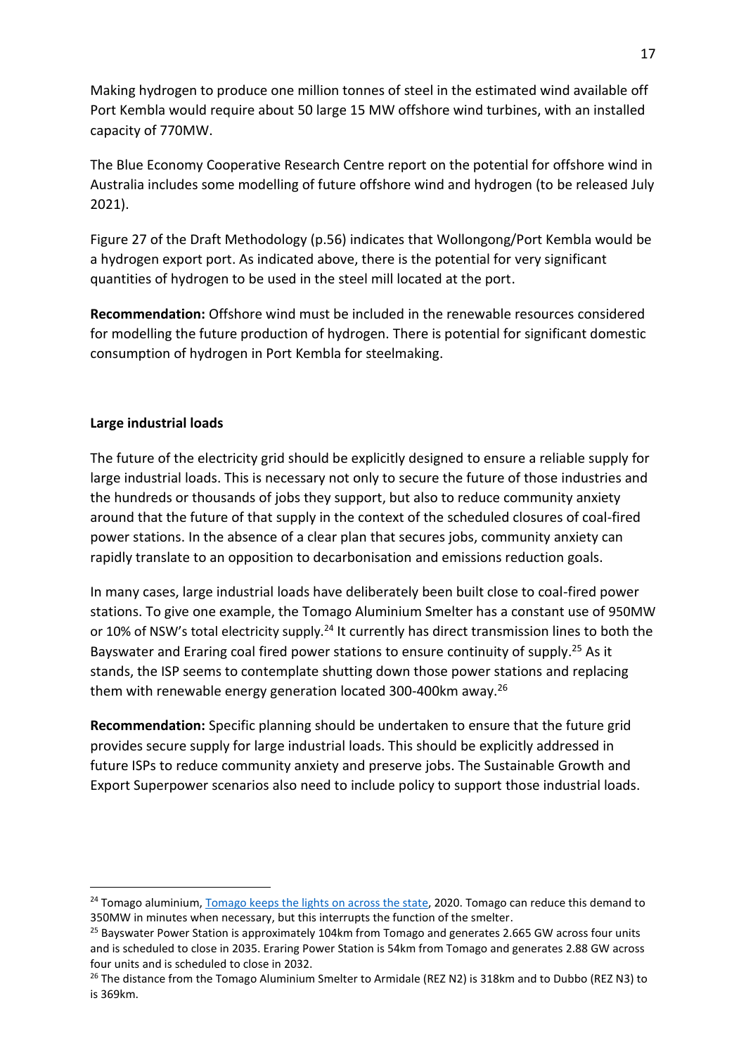Making hydrogen to produce one million tonnes of steel in the estimated wind available off Port Kembla would require about 50 large 15 MW offshore wind turbines, with an installed capacity of 770MW.

The Blue Economy Cooperative Research Centre report on the potential for offshore wind in Australia includes some modelling of future offshore wind and hydrogen (to be released July 2021).

Figure 27 of the Draft Methodology (p.56) indicates that Wollongong/Port Kembla would be a hydrogen export port. As indicated above, there is the potential for very significant quantities of hydrogen to be used in the steel mill located at the port.

**Recommendation:** Offshore wind must be included in the renewable resources considered for modelling the future production of hydrogen. There is potential for significant domestic consumption of hydrogen in Port Kembla for steelmaking.

### Large industrial loads

The future of the electricity grid should be explicitly designed to ensure a reliable supply for large industrial loads. This is necessary not only to secure the future of those industries and the hundreds or thousands of jobs they support, but also to reduce community anxiety around that the future of that supply in the context of the scheduled closures of coal-fired power stations. In the absence of a clear plan that secures jobs, community anxiety can rapidly translate to an opposition to decarbonisation and emissions reduction goals.

In many cases, large industrial loads have deliberately been built close to coal-fired power stations. To give one example, the Tomago Aluminium Smelter has a constant use of 950MW or 10% of NSW's total electricity supply.[24] It currently has direct transmission lines to both the Bayswater and Eraring coal fired power stations to ensure continuity of supply.[25] As it stands, the ISP seems to contemplate shutting down those power stations and replacing them with renewable energy generation located 300-400km away.[26]

**Recommendation:** Specific planning should be undertaken to ensure that the future grid provides secure supply for large industrial loads. This should be explicitly addressed in future ISPs to reduce community anxiety and preserve jobs. The Sustainable Growth and Export Superpower scenarios also need to include policy to support those industrial loads.

---

[24] Tomago aluminium, Tomago keeps the lights on across the state, 2020. Tomago can reduce this demand to 350MW in minutes when necessary, but this interrupts the function of the smelter.

[25] Bayswater Power Station is approximately 104km from Tomago and generates 2.665 GW across four units and is scheduled to close in 2035. Eraring Power Station is 54km from Tomago and generates 2.88 GW across four units and is scheduled to close in 2032.

[26] The distance from the Tomago Aluminium Smelter to Armidale (REZ N2) is 318km and to Dubbo (REZ N3) to is 369km.